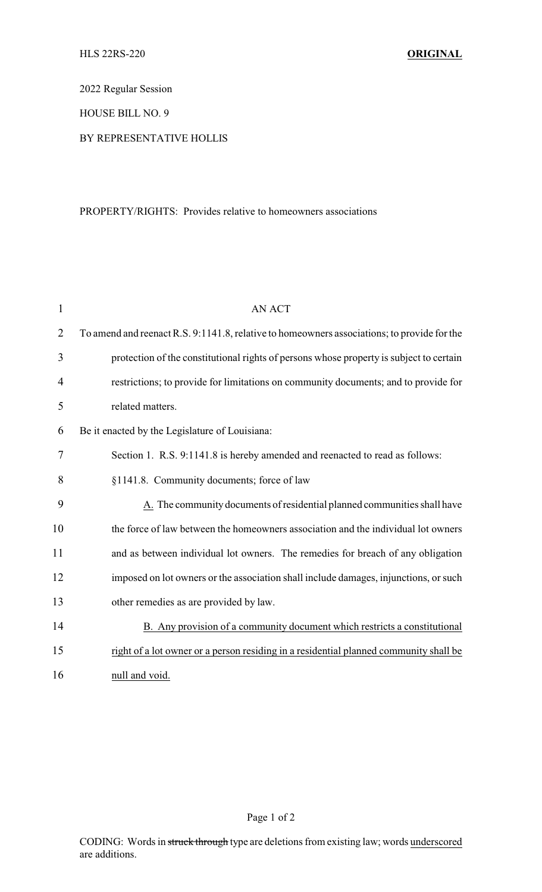HLS 22RS-220 **ORIGINAL**

2022 Regular Session

HOUSE BILL NO. 9

BY REPRESENTATIVE HOLLIS

PROPERTY/RIGHTS: Provides relative to homeowners associations

AN ACT

To amend and reenact R.S. 9:1141.8, relative to homeowners associations; to provide for the protection of the constitutional rights of persons whose property is subject to certain restrictions; to provide for limitations on community documents; and to provide for related matters.

Be it enacted by the Legislature of Louisiana:

Section 1. R.S. 9:1141.8 is hereby amended and reenacted to read as follows:

§1141.8. Community documents; force of law

A. The community documents of residential planned communities shall have the force of law between the homeowners association and the individual lot owners and as between individual lot owners. The remedies for breach of any obligation imposed on lot owners or the association shall include damages, injunctions, or such other remedies as are provided by law.

B. Any provision of a community document which restricts a constitutional right of a lot owner or a person residing in a residential planned community shall be null and void.

CODING: Words in ~~struck through~~ type are deletions from existing law; words underscored are additions.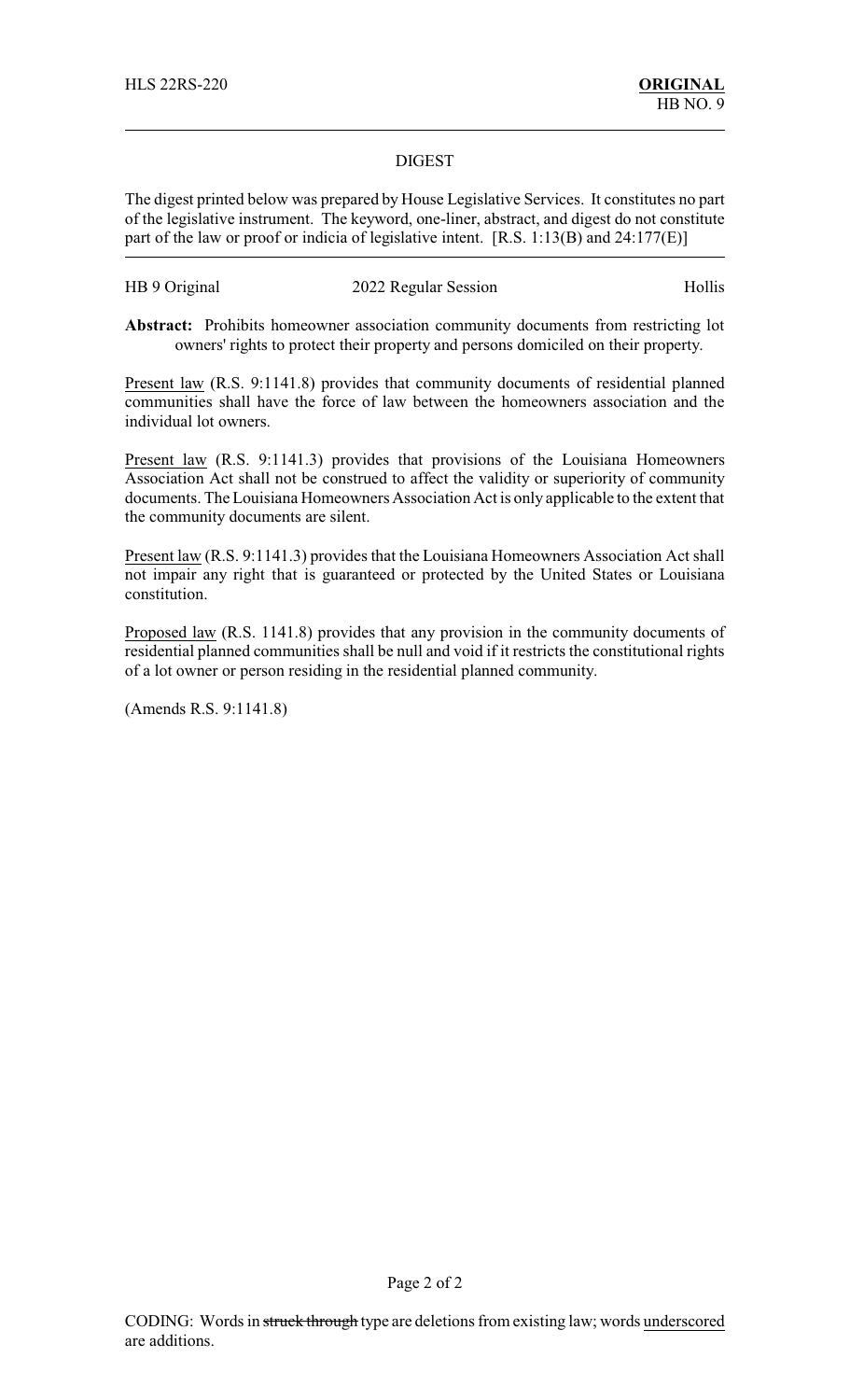HLS 22RS-220 **ORIGINAL**
HB NO. 9

## DIGEST

The digest printed below was prepared by House Legislative Services. It constitutes no part of the legislative instrument. The keyword, one-liner, abstract, and digest do not constitute part of the law or proof or indicia of legislative intent. [R.S. 1:13(B) and 24:177(E)]

HB 9 Original 2022 Regular Session Hollis

**Abstract:** Prohibits homeowner association community documents from restricting lot owners' rights to protect their property and persons domiciled on their property.

Present law (R.S. 9:1141.8) provides that community documents of residential planned communities shall have the force of law between the homeowners association and the individual lot owners.

Present law (R.S. 9:1141.3) provides that provisions of the Louisiana Homeowners Association Act shall not be construed to affect the validity or superiority of community documents. The Louisiana Homeowners Association Act is only applicable to the extent that the community documents are silent.

Present law (R.S. 9:1141.3) provides that the Louisiana Homeowners Association Act shall not impair any right that is guaranteed or protected by the United States or Louisiana constitution.

Proposed law (R.S. 1141.8) provides that any provision in the community documents of residential planned communities shall be null and void if it restricts the constitutional rights of a lot owner or person residing in the residential planned community.

(Amends R.S. 9:1141.8)

CODING: Words in ~~struck through~~ type are deletions from existing law; words underscored are additions.